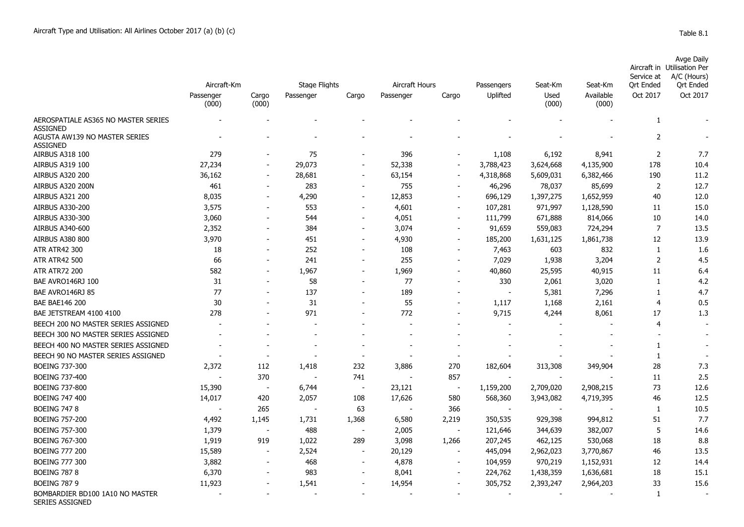Aircraft Type and Utilisation: All Airlines October 2017 (a) (b) (c)

Table 8.1

| | Aircraft-Km | | Stage Flights | | Aircraft Hours | | Passengers | Seat-Km | Seat-Km | Aircraft in Service at Qrt Ended | Avge Daily Utilisation Per A/C (Hours) Qrt Ended |
|---|---|---|---|---|---|---|---|---|---|---|---|
| | Passenger (000) | Cargo (000) | Passenger | Cargo | Passenger | Cargo | Uplifted | Used (000) | Available (000) | Oct 2017 | Oct 2017 |
| AEROSPATIALE AS365 NO MASTER SERIES ASSIGNED | - | - | - | - | - | - | - | - | - | 1 | - |
| AGUSTA AW139 NO MASTER SERIES ASSIGNED | - | - | - | - | - | - | - | - | - | 2 | - |
| AIRBUS A318 100 | 279 | - | 75 | - | 396 | - | 1,108 | 6,192 | 8,941 | 2 | 7.7 |
| AIRBUS A319 100 | 27,234 | - | 29,073 | - | 52,338 | - | 3,788,423 | 3,624,668 | 4,135,900 | 178 | 10.4 |
| AIRBUS A320 200 | 36,162 | - | 28,681 | - | 63,154 | - | 4,318,868 | 5,609,031 | 6,382,466 | 190 | 11.2 |
| AIRBUS A320 200N | 461 | - | 283 | - | 755 | - | 46,296 | 78,037 | 85,699 | 2 | 12.7 |
| AIRBUS A321 200 | 8,035 | - | 4,290 | - | 12,853 | - | 696,129 | 1,397,275 | 1,652,959 | 40 | 12.0 |
| AIRBUS A330-200 | 3,575 | - | 553 | - | 4,601 | - | 107,281 | 971,997 | 1,128,590 | 11 | 15.0 |
| AIRBUS A330-300 | 3,060 | - | 544 | - | 4,051 | - | 111,799 | 671,888 | 814,066 | 10 | 14.0 |
| AIRBUS A340-600 | 2,352 | - | 384 | - | 3,074 | - | 91,659 | 559,083 | 724,294 | 7 | 13.5 |
| AIRBUS A380 800 | 3,970 | - | 451 | - | 4,930 | - | 185,200 | 1,631,125 | 1,861,738 | 12 | 13.9 |
| ATR ATR42 300 | 18 | - | 252 | - | 108 | - | 7,463 | 603 | 832 | 1 | 1.6 |
| ATR ATR42 500 | 66 | - | 241 | - | 255 | - | 7,029 | 1,938 | 3,204 | 2 | 4.5 |
| ATR ATR72 200 | 582 | - | 1,967 | - | 1,969 | - | 40,860 | 25,595 | 40,915 | 11 | 6.4 |
| BAE AVRO146RJ 100 | 31 | - | 58 | - | 77 | - | 330 | 2,061 | 3,020 | 1 | 4.2 |
| BAE AVRO146RJ 85 | 77 | - | 137 | - | 189 | - | - | 5,381 | 7,296 | 1 | 4.7 |
| BAE BAE146 200 | 30 | - | 31 | - | 55 | - | 1,117 | 1,168 | 2,161 | 4 | 0.5 |
| BAE JETSTREAM 4100 4100 | 278 | - | 971 | - | 772 | - | 9,715 | 4,244 | 8,061 | 17 | 1.3 |
| BEECH 200 NO MASTER SERIES ASSIGNED | - | - | - | - | - | - | - | - | - | 4 | - |
| BEECH 300 NO MASTER SERIES ASSIGNED | - | - | - | - | - | - | - | - | - | - | - |
| BEECH 400 NO MASTER SERIES ASSIGNED | - | - | - | - | - | - | - | - | - | 1 | - |
| BEECH 90 NO MASTER SERIES ASSIGNED | - | - | - | - | - | - | - | - | - | 1 | - |
| BOEING 737-300 | 2,372 | 112 | 1,418 | 232 | 3,886 | 270 | 182,604 | 313,308 | 349,904 | 28 | 7.3 |
| BOEING 737-400 | - | 370 | - | 741 | - | 857 | - | - | - | 11 | 2.5 |
| BOEING 737-800 | 15,390 | - | 6,744 | - | 23,121 | - | 1,159,200 | 2,709,020 | 2,908,215 | 73 | 12.6 |
| BOEING 747 400 | 14,017 | 420 | 2,057 | 108 | 17,626 | 580 | 568,360 | 3,943,082 | 4,719,395 | 46 | 12.5 |
| BOEING 747 8 | - | 265 | - | 63 | - | 366 | - | - | - | 1 | 10.5 |
| BOEING 757-200 | 4,492 | 1,145 | 1,731 | 1,368 | 6,580 | 2,219 | 350,535 | 929,398 | 994,812 | 51 | 7.7 |
| BOEING 757-300 | 1,379 | - | 488 | - | 2,005 | - | 121,646 | 344,639 | 382,007 | 5 | 14.6 |
| BOEING 767-300 | 1,919 | 919 | 1,022 | 289 | 3,098 | 1,266 | 207,245 | 462,125 | 530,068 | 18 | 8.8 |
| BOEING 777 200 | 15,589 | - | 2,524 | - | 20,129 | - | 445,094 | 2,962,023 | 3,770,867 | 46 | 13.5 |
| BOEING 777 300 | 3,882 | - | 468 | - | 4,878 | - | 104,959 | 970,219 | 1,152,931 | 12 | 14.4 |
| BOEING 787 8 | 6,370 | - | 983 | - | 8,041 | - | 224,762 | 1,438,359 | 1,636,681 | 18 | 15.1 |
| BOEING 787 9 | 11,923 | - | 1,541 | - | 14,954 | - | 305,752 | 2,393,247 | 2,964,203 | 33 | 15.6 |
| BOMBARDIER BD100 1A10 NO MASTER SERIES ASSIGNED | - | - | - | - | - | - | - | - | - | 1 | - |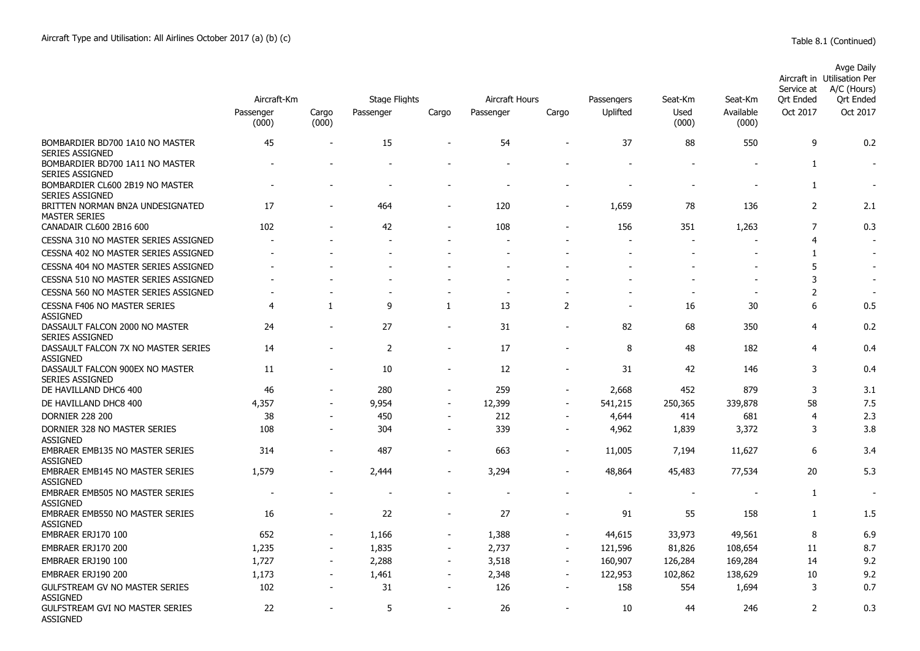Aircraft Type and Utilisation: All Airlines October 2017 (a) (b) (c)

Table 8.1 (Continued)

| | Aircraft-Km | | Stage Flights | | Aircraft Hours | | Passengers | Seat-Km | Seat-Km | Aircraft in Service at Qrt Ended | Avge Daily Utilisation Per A/C (Hours) Qrt Ended |
|---|---|---|---|---|---|---|---|---|---|---|---|
| | Passenger (000) | Cargo (000) | Passenger | Cargo | Passenger | Cargo | Uplifted | Used (000) | Available (000) | Oct 2017 | Oct 2017 |
| BOMBARDIER BD700 1A10 NO MASTER SERIES ASSIGNED | 45 | - | 15 | - | 54 | - | 37 | 88 | 550 | 9 | 0.2 |
| BOMBARDIER BD700 1A11 NO MASTER SERIES ASSIGNED | - | - | - | - | - | - | - | - | - | 1 | - |
| BOMBARDIER CL600 2B19 NO MASTER SERIES ASSIGNED | - | - | - | - | - | - | - | - | - | 1 | - |
| BRITTEN NORMAN BN2A UNDESIGNATED MASTER SERIES | 17 | - | 464 | - | 120 | - | 1,659 | 78 | 136 | 2 | 2.1 |
| CANADAIR CL600 2B16 600 | 102 | - | 42 | - | 108 | - | 156 | 351 | 1,263 | 7 | 0.3 |
| CESSNA 310 NO MASTER SERIES ASSIGNED | - | - | - | - | - | - | - | - | - | 4 | - |
| CESSNA 402 NO MASTER SERIES ASSIGNED | - | - | - | - | - | - | - | - | - | 1 | - |
| CESSNA 404 NO MASTER SERIES ASSIGNED | - | - | - | - | - | - | - | - | - | 5 | - |
| CESSNA 510 NO MASTER SERIES ASSIGNED | - | - | - | - | - | - | - | - | - | 3 | - |
| CESSNA 560 NO MASTER SERIES ASSIGNED | - | - | - | - | - | - | - | - | - | 2 | - |
| CESSNA F406 NO MASTER SERIES ASSIGNED | 4 | 1 | 9 | 1 | 13 | 2 | - | 16 | 30 | 6 | 0.5 |
| DASSAULT FALCON 2000 NO MASTER SERIES ASSIGNED | 24 | - | 27 | - | 31 | - | 82 | 68 | 350 | 4 | 0.2 |
| DASSAULT FALCON 7X NO MASTER SERIES ASSIGNED | 14 | - | 2 | - | 17 | - | 8 | 48 | 182 | 4 | 0.4 |
| DASSAULT FALCON 900EX NO MASTER SERIES ASSIGNED | 11 | - | 10 | - | 12 | - | 31 | 42 | 146 | 3 | 0.4 |
| DE HAVILLAND DHC6 400 | 46 | - | 280 | - | 259 | - | 2,668 | 452 | 879 | 3 | 3.1 |
| DE HAVILLAND DHC8 400 | 4,357 | - | 9,954 | - | 12,399 | - | 541,215 | 250,365 | 339,878 | 58 | 7.5 |
| DORNIER 228 200 | 38 | - | 450 | - | 212 | - | 4,644 | 414 | 681 | 4 | 2.3 |
| DORNIER 328 NO MASTER SERIES ASSIGNED | 108 | - | 304 | - | 339 | - | 4,962 | 1,839 | 3,372 | 3 | 3.8 |
| EMBRAER EMB135 NO MASTER SERIES ASSIGNED | 314 | - | 487 | - | 663 | - | 11,005 | 7,194 | 11,627 | 6 | 3.4 |
| EMBRAER EMB145 NO MASTER SERIES ASSIGNED | 1,579 | - | 2,444 | - | 3,294 | - | 48,864 | 45,483 | 77,534 | 20 | 5.3 |
| EMBRAER EMB505 NO MASTER SERIES ASSIGNED | - | - | - | - | - | - | - | - | - | 1 | - |
| EMBRAER EMB550 NO MASTER SERIES ASSIGNED | 16 | - | 22 | - | 27 | - | 91 | 55 | 158 | 1 | 1.5 |
| EMBRAER ERJ170 100 | 652 | - | 1,166 | - | 1,388 | - | 44,615 | 33,973 | 49,561 | 8 | 6.9 |
| EMBRAER ERJ170 200 | 1,235 | - | 1,835 | - | 2,737 | - | 121,596 | 81,826 | 108,654 | 11 | 8.7 |
| EMBRAER ERJ190 100 | 1,727 | - | 2,288 | - | 3,518 | - | 160,907 | 126,284 | 169,284 | 14 | 9.2 |
| EMBRAER ERJ190 200 | 1,173 | - | 1,461 | - | 2,348 | - | 122,953 | 102,862 | 138,629 | 10 | 9.2 |
| GULFSTREAM GV NO MASTER SERIES ASSIGNED | 102 | - | 31 | - | 126 | - | 158 | 554 | 1,694 | 3 | 0.7 |
| GULFSTREAM GVI NO MASTER SERIES ASSIGNED | 22 | - | 5 | - | 26 | - | 10 | 44 | 246 | 2 | 0.3 |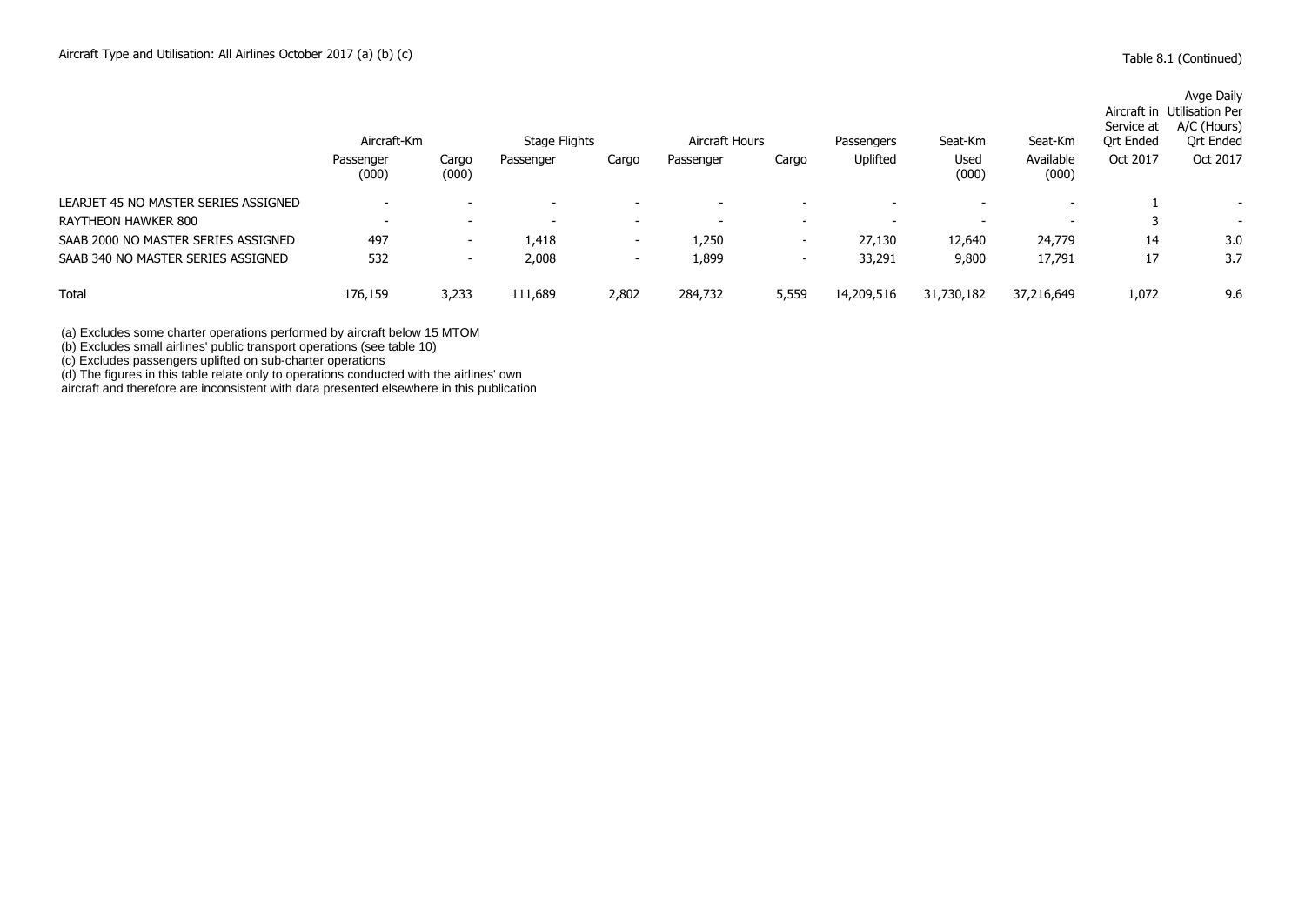Aircraft Type and Utilisation: All Airlines October 2017 (a) (b) (c)

Table 8.1 (Continued)

| | Aircraft-Km | | Stage Flights | | Aircraft Hours | | Passengers | Seat-Km | Seat-Km | Aircraft in Service at Qrt Ended | Avge Daily Utilisation Per A/C (Hours) Qrt Ended |
|---|---|---|---|---|---|---|---|---|---|---|---|
| | Passenger (000) | Cargo (000) | Passenger | Cargo | Passenger | Cargo | Uplifted | Used (000) | Available (000) | Oct 2017 | Oct 2017 |
| LEARJET 45 NO MASTER SERIES ASSIGNED | - | - | - | - | - | - | - | - | - | 1 | - |
| RAYTHEON HAWKER 800 | - | - | - | - | - | - | - | - | - | 3 | - |
| SAAB 2000 NO MASTER SERIES ASSIGNED | 497 | - | 1,418 | - | 1,250 | - | 27,130 | 12,640 | 24,779 | 14 | 3.0 |
| SAAB 340 NO MASTER SERIES ASSIGNED | 532 | - | 2,008 | - | 1,899 | - | 33,291 | 9,800 | 17,791 | 17 | 3.7 |
| Total | 176,159 | 3,233 | 111,689 | 2,802 | 284,732 | 5,559 | 14,209,516 | 31,730,182 | 37,216,649 | 1,072 | 9.6 |

(a) Excludes some charter operations performed by aircraft below 15 MTOM
(b) Excludes small airlines' public transport operations (see table 10)
(c) Excludes passengers uplifted on sub-charter operations
(d) The figures in this table relate only to operations conducted with the airlines' own aircraft and therefore are inconsistent with data presented elsewhere in this publication